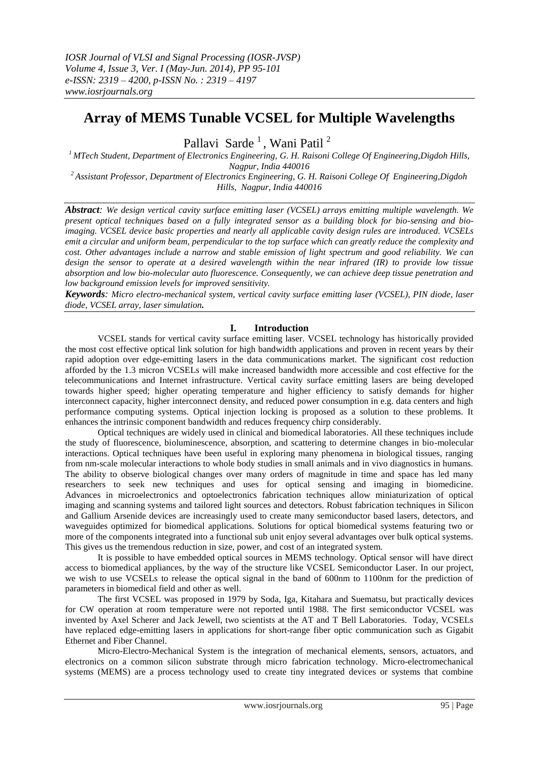# Array of MEMS Tunable VCSEL for Multiple Wavelengths

Pallavi Sarde [1], Wani Patil [2]

[1] MTech Student, Department of Electronics Engineering, G. H. Raisoni College Of Engineering,Digdoh Hills, Nagpur, India 440016

[2] Assistant Professor, Department of Electronics Engineering, G. H. Raisoni College Of Engineering,Digdoh Hills, Nagpur, India 440016

***Abstract**: We design vertical cavity surface emitting laser (VCSEL) arrays emitting multiple wavelength. We present optical techniques based on a fully integrated sensor as a building block for bio-sensing and bio-imaging. VCSEL device basic properties and nearly all applicable cavity design rules are introduced. VCSELs emit a circular and uniform beam, perpendicular to the top surface which can greatly reduce the complexity and cost. Other advantages include a narrow and stable emission of light spectrum and good reliability. We can design the sensor to operate at a desired wavelength within the near infrared (IR) to provide low tissue absorption and low bio-molecular auto fluorescence. Consequently, we can achieve deep tissue penetration and low background emission levels for improved sensitivity.*

***Keywords**: Micro electro-mechanical system, vertical cavity surface emitting laser (VCSEL), PIN diode, laser diode, VCSEL array, laser simulation.*

## I. Introduction

VCSEL stands for vertical cavity surface emitting laser. VCSEL technology has historically provided the most cost effective optical link solution for high bandwidth applications and proven in recent years by their rapid adoption over edge-emitting lasers in the data communications market. The significant cost reduction afforded by the 1.3 micron VCSELs will make increased bandwidth more accessible and cost effective for the telecommunications and Internet infrastructure. Vertical cavity surface emitting lasers are being developed towards higher speed; higher operating temperature and higher efficiency to satisfy demands for higher interconnect capacity, higher interconnect density, and reduced power consumption in e.g. data centers and high performance computing systems. Optical injection locking is proposed as a solution to these problems. It enhances the intrinsic component bandwidth and reduces frequency chirp considerably.

Optical techniques are widely used in clinical and biomedical laboratories. All these techniques include the study of fluorescence, bioluminescence, absorption, and scattering to determine changes in bio-molecular interactions. Optical techniques have been useful in exploring many phenomena in biological tissues, ranging from nm-scale molecular interactions to whole body studies in small animals and in vivo diagnostics in humans. The ability to observe biological changes over many orders of magnitude in time and space has led many researchers to seek new techniques and uses for optical sensing and imaging in biomedicine. Advances in microelectronics and optoelectronics fabrication techniques allow miniaturization of optical imaging and scanning systems and tailored light sources and detectors. Robust fabrication techniques in Silicon and Gallium Arsenide devices are increasingly used to create many semiconductor based lasers, detectors, and waveguides optimized for biomedical applications. Solutions for optical biomedical systems featuring two or more of the components integrated into a functional sub unit enjoy several advantages over bulk optical systems. This gives us the tremendous reduction in size, power, and cost of an integrated system.

It is possible to have embedded optical sources in MEMS technology. Optical sensor will have direct access to biomedical appliances, by the way of the structure like VCSEL Semiconductor Laser. In our project, we wish to use VCSELs to release the optical signal in the band of 600nm to 1100nm for the prediction of parameters in biomedical field and other as well.

The first VCSEL was proposed in 1979 by Soda, Iga, Kitahara and Suematsu, but practically devices for CW operation at room temperature were not reported until 1988. The first semiconductor VCSEL was invented by Axel Scherer and Jack Jewell, two scientists at the AT and T Bell Laboratories. Today, VCSELs have replaced edge-emitting lasers in applications for short-range fiber optic communication such as Gigabit Ethernet and Fiber Channel.

Micro-Electro-Mechanical System is the integration of mechanical elements, sensors, actuators, and electronics on a common silicon substrate through micro fabrication technology. Micro-electromechanical systems (MEMS) are a process technology used to create tiny integrated devices or systems that combine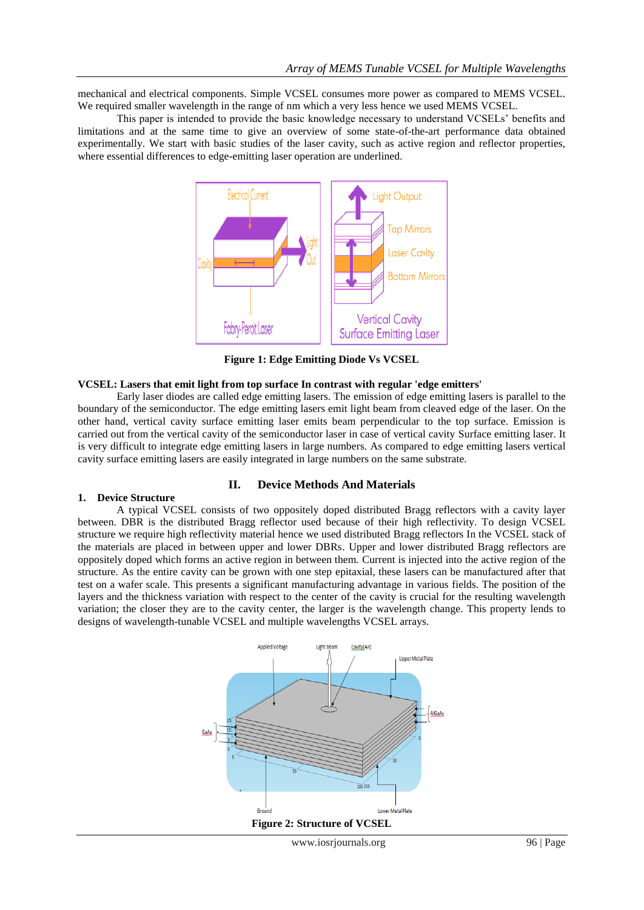mechanical and electrical components. Simple VCSEL consumes more power as compared to MEMS VCSEL. We required smaller wavelength in the range of nm which a very less hence we used MEMS VCSEL.

This paper is intended to provide the basic knowledge necessary to understand VCSELs' benefits and limitations and at the same time to give an overview of some state-of-the-art performance data obtained experimentally. We start with basic studies of the laser cavity, such as active region and reflector properties, where essential differences to edge-emitting laser operation are underlined.

Electrical Current
Cavity
Light Out
Fabry-Perot Laser
Light Output
Top Mirrors
Laser Cavity
Bottom Mirrors
Vertical Cavity Surface Emitting Laser

**Figure 1: Edge Emitting Diode Vs VCSEL**

**VCSEL: Lasers that emit light from top surface In contrast with regular 'edge emitters'**

Early laser diodes are called edge emitting lasers. The emission of edge emitting lasers is parallel to the boundary of the semiconductor. The edge emitting lasers emit light beam from cleaved edge of the laser. On the other hand, vertical cavity surface emitting laser emits beam perpendicular to the top surface. Emission is carried out from the vertical cavity of the semiconductor laser in case of vertical cavity Surface emitting laser. It is very difficult to integrate edge emitting lasers in large numbers. As compared to edge emitting lasers vertical cavity surface emitting lasers are easily integrated in large numbers on the same substrate.

## II. Device Methods And Materials

### 1. Device Structure

A typical VCSEL consists of two oppositely doped distributed Bragg reflectors with a cavity layer between. DBR is the distributed Bragg reflector used because of their high reflectivity. To design VCSEL structure we require high reflectivity material hence we used distributed Bragg reflectors In the VCSEL stack of the materials are placed in between upper and lower DBRs. Upper and lower distributed Bragg reflectors are oppositely doped which forms an active region in between them. Current is injected into the active region of the structure. As the entire cavity can be grown with one step epitaxial, these lasers can be manufactured after that test on a wafer scale. This presents a significant manufacturing advantage in various fields. The position of the layers and the thickness variation with respect to the center of the cavity is crucial for the resulting wavelength variation; the closer they are to the cavity center, the larger is the wavelength change. This property lends to designs of wavelength-tunable VCSEL and multiple wavelengths VCSEL arrays.

Applied Voltage
Light Beam
Cavity(Air)
Upper Metal Plate
AlGaAs
GaAs
15
10
5
0
0
50
100 100
50
0
Ground
Lower Metal Plate

**Figure 2: Structure of VCSEL**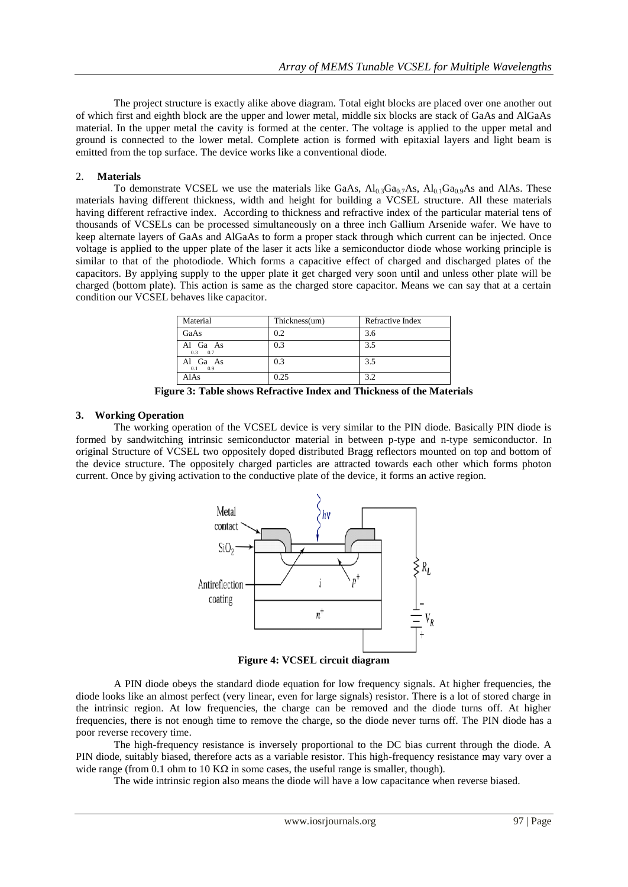The project structure is exactly alike above diagram. Total eight blocks are placed over one another out of which first and eighth block are the upper and lower metal, middle six blocks are stack of GaAs and AlGaAs material. In the upper metal the cavity is formed at the center. The voltage is applied to the upper metal and ground is connected to the lower metal. Complete action is formed with epitaxial layers and light beam is emitted from the top surface. The device works like a conventional diode.

## 2. Materials

To demonstrate VCSEL we use the materials like GaAs, $Al_{0.3}Ga_{0.7}As$, $Al_{0.1}Ga_{0.9}As$ and AlAs. These materials having different thickness, width and height for building a VCSEL structure. All these materials having different refractive index. According to thickness and refractive index of the particular material tens of thousands of VCSELs can be processed simultaneously on a three inch Gallium Arsenide wafer. We have to keep alternate layers of GaAs and AlGaAs to form a proper stack through which current can be injected. Once voltage is applied to the upper plate of the laser it acts like a semiconductor diode whose working principle is similar to that of the photodiode. Which forms a capacitive effect of charged and discharged plates of the capacitors. By applying supply to the upper plate it get charged very soon until and unless other plate will be charged (bottom plate). This action is same as the charged store capacitor. Means we can say that at a certain condition our VCSEL behaves like capacitor.

| Material | Thickness(um) | Refractive Index |
|---|---|---|
| GaAs | 0.2 | 3.6 |
| $Al_{0.3}Ga_{0.7}As$ | 0.3 | 3.5 |
| $Al_{0.1}Ga_{0.9}As$ | 0.3 | 3.5 |
| AlAs | 0.25 | 3.2 |

**Figure 3: Table shows Refractive Index and Thickness of the Materials**

## 3. Working Operation

The working operation of the VCSEL device is very similar to the PIN diode. Basically PIN diode is formed by sandwitching intrinsic semiconductor material in between p-type and n-type semiconductor. In original Structure of VCSEL two oppositely doped distributed Bragg reflectors mounted on top and bottom of the device structure. The oppositely charged particles are attracted towards each other which forms photon current. Once by giving activation to the conductive plate of the device, it forms an active region.

Metal contact

$SiO_2$

Antireflection coating

$h\nu$

$p^+$

i

$n^+$

$R_L$

$V_R$

**Figure 4: VCSEL circuit diagram**

A PIN diode obeys the standard diode equation for low frequency signals. At higher frequencies, the diode looks like an almost perfect (very linear, even for large signals) resistor. There is a lot of stored charge in the intrinsic region. At low frequencies, the charge can be removed and the diode turns off. At higher frequencies, there is not enough time to remove the charge, so the diode never turns off. The PIN diode has a poor reverse recovery time.

The high-frequency resistance is inversely proportional to the DC bias current through the diode. A PIN diode, suitably biased, therefore acts as a variable resistor. This high-frequency resistance may vary over a wide range (from 0.1 ohm to 10 KΩ in some cases, the useful range is smaller, though).

The wide intrinsic region also means the diode will have a low capacitance when reverse biased.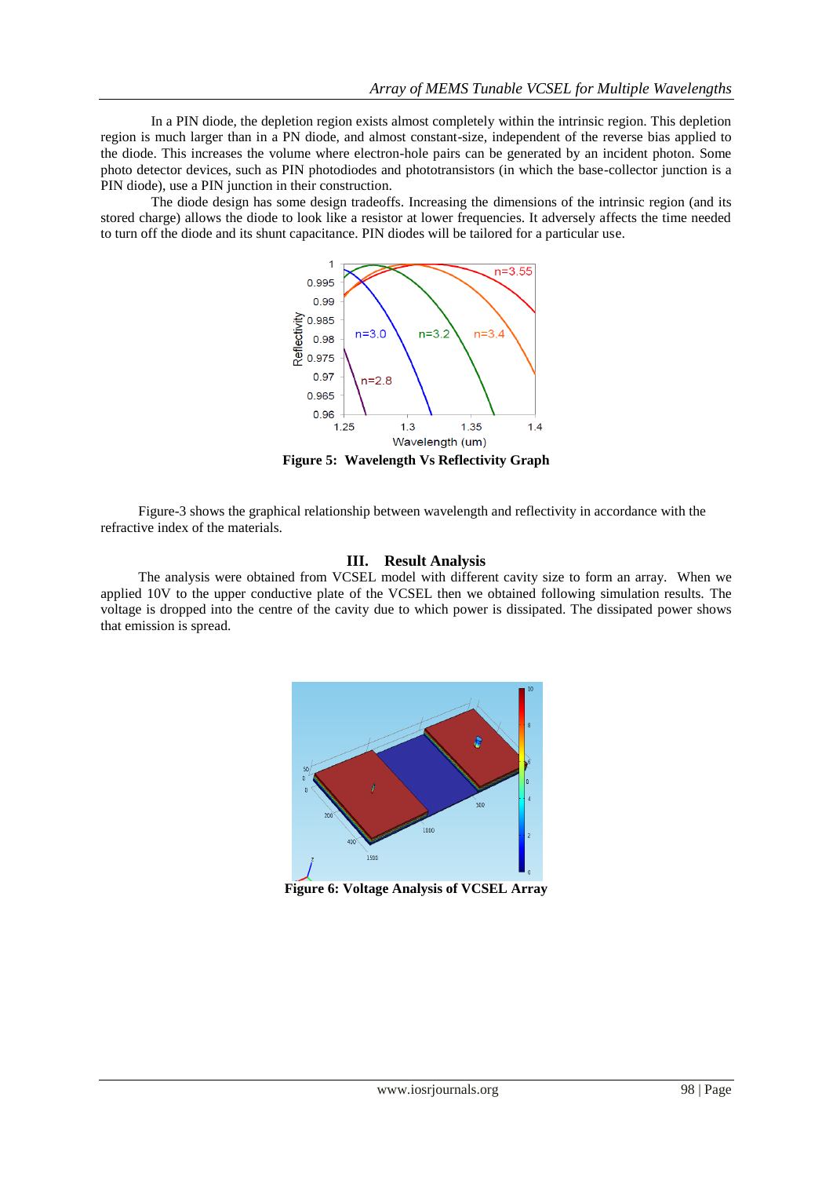In a PIN diode, the depletion region exists almost completely within the intrinsic region. This depletion region is much larger than in a PN diode, and almost constant-size, independent of the reverse bias applied to the diode. This increases the volume where electron-hole pairs can be generated by an incident photon. Some photo detector devices, such as PIN photodiodes and phototransistors (in which the base-collector junction is a PIN diode), use a PIN junction in their construction.

The diode design has some design tradeoffs. Increasing the dimensions of the intrinsic region (and its stored charge) allows the diode to look like a resistor at lower frequencies. It adversely affects the time needed to turn off the diode and its shunt capacitance. PIN diodes will be tailored for a particular use.

Reflectivity
1
0.995
0.99
0.985
0.98
0.975
0.97
0.965
0.96
1.25
1.3
1.35
1.4
Wavelength (um)
n=3.55
n=3.0
n=3.2
n=3.4
n=2.8

**Figure 5: Wavelength Vs Reflectivity Graph**

Figure-3 shows the graphical relationship between wavelength and reflectivity in accordance with the refractive index of the materials.

## III. Result Analysis

The analysis were obtained from VCSEL model with different cavity size to form an array. When we applied 10V to the upper conductive plate of the VCSEL then we obtained following simulation results. The voltage is dropped into the centre of the cavity due to which power is dissipated. The dissipated power shows that emission is spread.

**Figure 6: Voltage Analysis of VCSEL Array**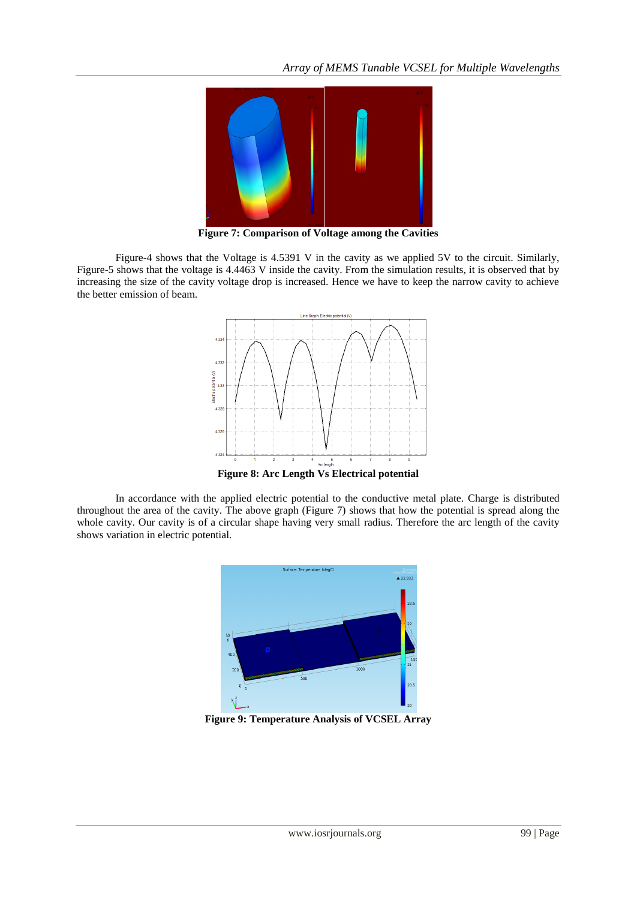**Figure 7: Comparison of Voltage among the Cavities**

Figure-4 shows that the Voltage is 4.5391 V in the cavity as we applied 5V to the circuit. Similarly, Figure-5 shows that the voltage is 4.4463 V inside the cavity. From the simulation results, it is observed that by increasing the size of the cavity voltage drop is increased. Hence we have to keep the narrow cavity to achieve the better emission of beam.

Line Graph: Electric potential (V)

Electric potential (V)

4.334
4.332
4.33
4.328
4.326
4.324

0 1 2 3 4 5 6 7 8 9

Arc length

**Figure 8: Arc Length Vs Electrical potential**

In accordance with the applied electric potential to the conductive metal plate. Charge is distributed throughout the area of the cavity. The above graph (Figure 7) shows that how the potential is spread along the whole cavity. Our cavity is of a circular shape having very small radius. Therefore the arc length of the cavity shows variation in electric potential.

Surface: Temperature (degC)

▲ 22.833

22.5
22
21
20.5
20

**Figure 9: Temperature Analysis of VCSEL Array**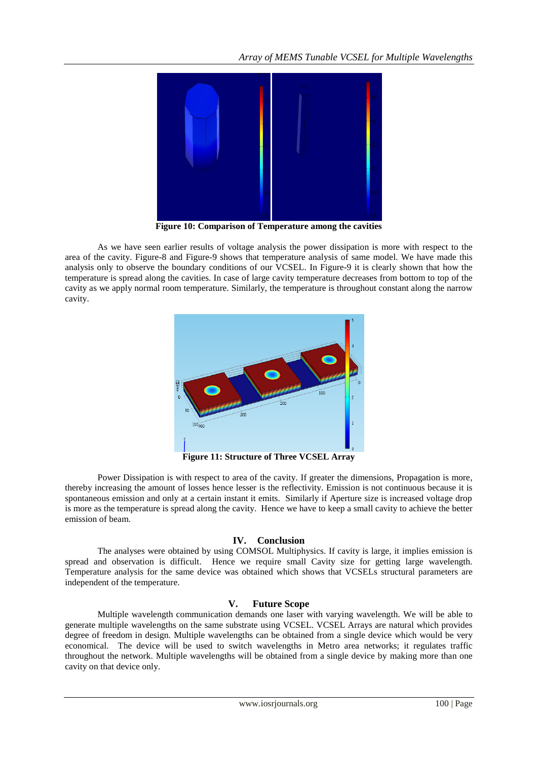Figure 10: Comparison of Temperature among the cavities

As we have seen earlier results of voltage analysis the power dissipation is more with respect to the area of the cavity. Figure-8 and Figure-9 shows that temperature analysis of same model. We have made this analysis only to observe the boundary conditions of our VCSEL. In Figure-9 it is clearly shown that how the temperature is spread along the cavities. In case of large cavity temperature decreases from bottom to top of the cavity as we apply normal room temperature. Similarly, the temperature is throughout constant along the narrow cavity.

5
4
0
2
1
0
15
10
5
0
50
100
100
200
300
400
z

Figure 11: Structure of Three VCSEL Array

Power Dissipation is with respect to area of the cavity. If greater the dimensions, Propagation is more, thereby increasing the amount of losses hence lesser is the reflectivity. Emission is not continuous because it is spontaneous emission and only at a certain instant it emits. Similarly if Aperture size is increased voltage drop is more as the temperature is spread along the cavity. Hence we have to keep a small cavity to achieve the better emission of beam.

## IV. Conclusion

The analyses were obtained by using COMSOL Multiphysics. If cavity is large, it implies emission is spread and observation is difficult. Hence we require small Cavity size for getting large wavelength. Temperature analysis for the same device was obtained which shows that VCSELs structural parameters are independent of the temperature.

## V. Future Scope

Multiple wavelength communication demands one laser with varying wavelength. We will be able to generate multiple wavelengths on the same substrate using VCSEL. VCSEL Arrays are natural which provides degree of freedom in design. Multiple wavelengths can be obtained from a single device which would be very economical. The device will be used to switch wavelengths in Metro area networks; it regulates traffic throughout the network. Multiple wavelengths will be obtained from a single device by making more than one cavity on that device only.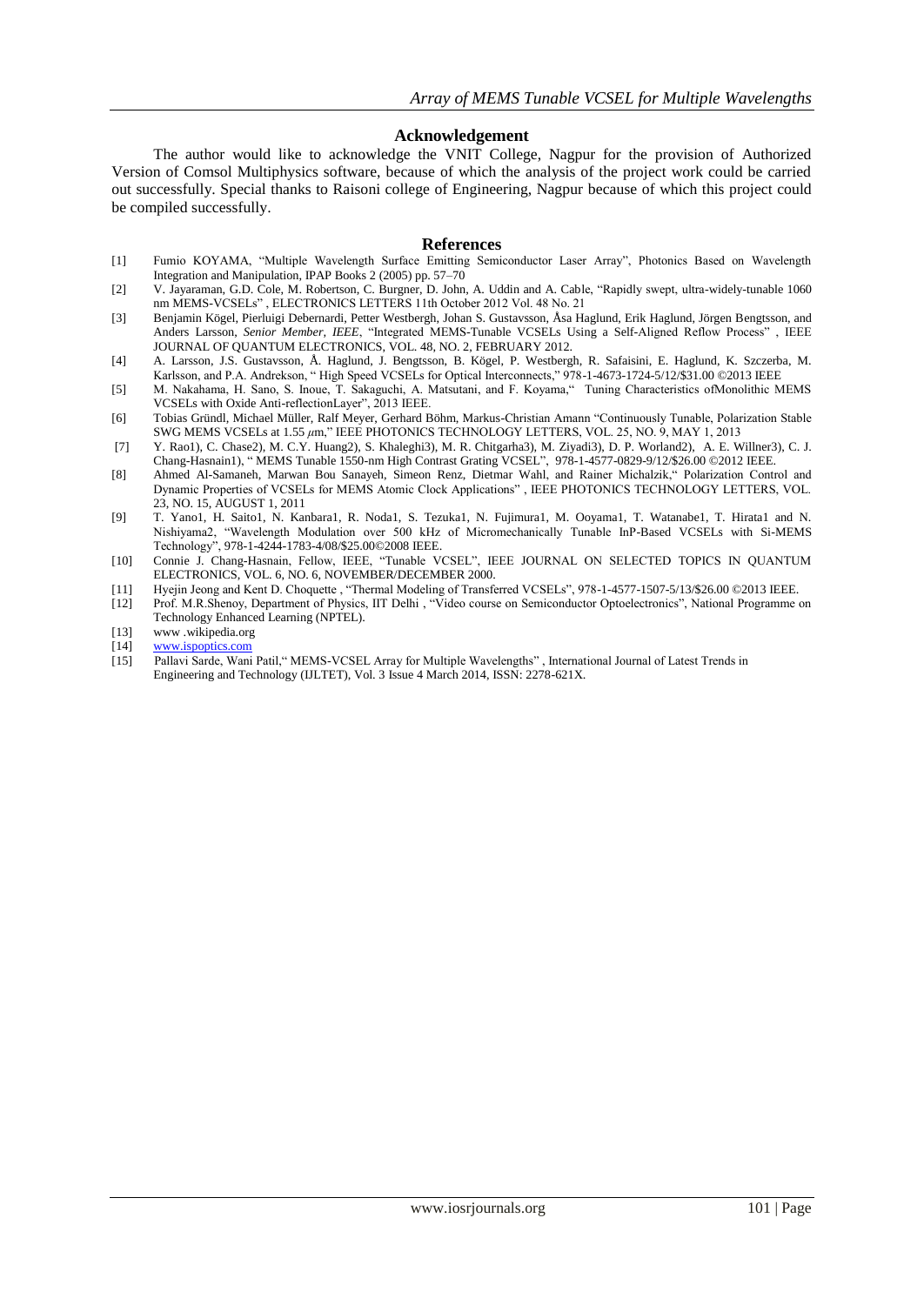## Acknowledgement

The author would like to acknowledge the VNIT College, Nagpur for the provision of Authorized Version of Comsol Multiphysics software, because of which the analysis of the project work could be carried out successfully. Special thanks to Raisoni college of Engineering, Nagpur because of which this project could be compiled successfully.

## References

[1] Fumio KOYAMA, "Multiple Wavelength Surface Emitting Semiconductor Laser Array", Photonics Based on Wavelength Integration and Manipulation, IPAP Books 2 (2005) pp. 57–70

[2] V. Jayaraman, G.D. Cole, M. Robertson, C. Burgner, D. John, A. Uddin and A. Cable, "Rapidly swept, ultra-widely-tunable 1060 nm MEMS-VCSELs" , ELECTRONICS LETTERS 11th October 2012 Vol. 48 No. 21

[3] Benjamin Kögel, Pierluigi Debernardi, Petter Westbergh, Johan S. Gustavsson, Åsa Haglund, Erik Haglund, Jörgen Bengtsson, and Anders Larsson, *Senior Member, IEEE*, "Integrated MEMS-Tunable VCSELs Using a Self-Aligned Reflow Process" , IEEE JOURNAL OF QUANTUM ELECTRONICS, VOL. 48, NO. 2, FEBRUARY 2012.

[4] A. Larsson, J.S. Gustavsson, Å. Haglund, J. Bengtsson, B. Kögel, P. Westbergh, R. Safaisini, E. Haglund, K. Szczerba, M. Karlsson, and P.A. Andrekson, " High Speed VCSELs for Optical Interconnects," 978-1-4673-1724-5/12/$31.00 ©2013 IEEE

[5] M. Nakahama, H. Sano, S. Inoue, T. Sakaguchi, A. Matsutani, and F. Koyama," Tuning Characteristics ofMonolithic MEMS VCSELs with Oxide Anti-reflectionLayer", 2013 IEEE.

[6] Tobias Gründl, Michael Müller, Ralf Meyer, Gerhard Böhm, Markus-Christian Amann "Continuously Tunable, Polarization Stable SWG MEMS VCSELs at 1.55 $\mu$m," IEEE PHOTONICS TECHNOLOGY LETTERS, VOL. 25, NO. 9, MAY 1, 2013

[7] Y. Rao1), C. Chase2), M. C.Y. Huang2), S. Khaleghi3), M. R. Chitgarha3), M. Ziyadi3), D. P. Worland2), A. E. Willner3), C. J. Chang-Hasnain1), " MEMS Tunable 1550-nm High Contrast Grating VCSEL", 978-1-4577-0829-9/12/$26.00 ©2012 IEEE.

[8] Ahmed Al-Samaneh, Marwan Bou Sanayeh, Simeon Renz, Dietmar Wahl, and Rainer Michalzik," Polarization Control and Dynamic Properties of VCSELs for MEMS Atomic Clock Applications" , IEEE PHOTONICS TECHNOLOGY LETTERS, VOL. 23, NO. 15, AUGUST 1, 2011

[9] T. Yano1, H. Saito1, N. Kanbara1, R. Noda1, S. Tezuka1, N. Fujimura1, M. Ooyama1, T. Watanabe1, T. Hirata1 and N. Nishiyama2, "Wavelength Modulation over 500 kHz of Micromechanically Tunable InP-Based VCSELs with Si-MEMS Technology", 978-1-4244-1783-4/08/$25.00©2008 IEEE.

[10] Connie J. Chang-Hasnain, Fellow, IEEE, "Tunable VCSEL", IEEE JOURNAL ON SELECTED TOPICS IN QUANTUM ELECTRONICS, VOL. 6, NO. 6, NOVEMBER/DECEMBER 2000.

[11] Hyejin Jeong and Kent D. Choquette , "Thermal Modeling of Transferred VCSELs", 978-1-4577-1507-5/13/$26.00 ©2013 IEEE.

[12] Prof. M.R.Shenoy, Department of Physics, IIT Delhi , "Video course on Semiconductor Optoelectronics", National Programme on Technology Enhanced Learning (NPTEL).

[13] www .wikipedia.org

[14] www.ispoptics.com

[15] Pallavi Sarde, Wani Patil," MEMS-VCSEL Array for Multiple Wavelengths" , International Journal of Latest Trends in Engineering and Technology (IJLTET), Vol. 3 Issue 4 March 2014, ISSN: 2278-621X.